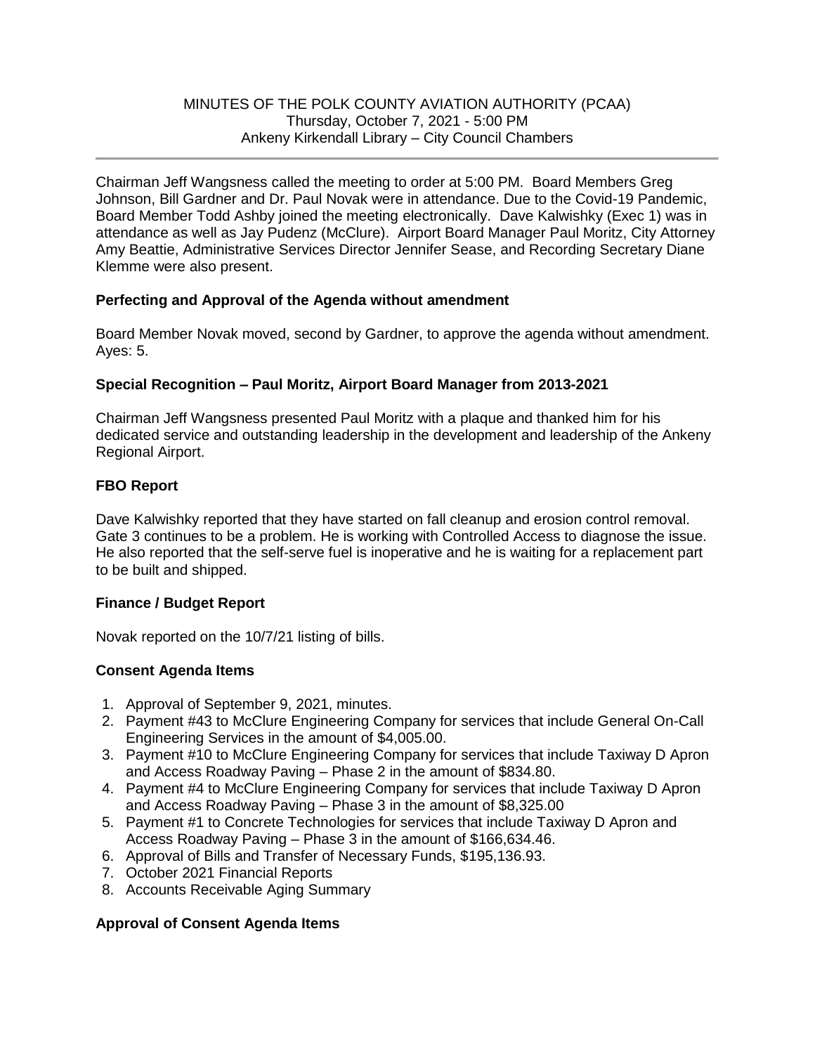MINUTES OF THE POLK COUNTY AVIATION AUTHORITY (PCAA)
Thursday, October 7, 2021 - 5:00 PM
Ankeny Kirkendall Library – City Council Chambers

---

Chairman Jeff Wangsness called the meeting to order at 5:00 PM. Board Members Greg Johnson, Bill Gardner and Dr. Paul Novak were in attendance. Due to the Covid-19 Pandemic, Board Member Todd Ashby joined the meeting electronically. Dave Kalwishky (Exec 1) was in attendance as well as Jay Pudenz (McClure). Airport Board Manager Paul Moritz, City Attorney Amy Beattie, Administrative Services Director Jennifer Sease, and Recording Secretary Diane Klemme were also present.

**Perfecting and Approval of the Agenda without amendment**

Board Member Novak moved, second by Gardner, to approve the agenda without amendment. Ayes: 5.

**Special Recognition – Paul Moritz, Airport Board Manager from 2013-2021**

Chairman Jeff Wangsness presented Paul Moritz with a plaque and thanked him for his dedicated service and outstanding leadership in the development and leadership of the Ankeny Regional Airport.

**FBO Report**

Dave Kalwishky reported that they have started on fall cleanup and erosion control removal. Gate 3 continues to be a problem. He is working with Controlled Access to diagnose the issue. He also reported that the self-serve fuel is inoperative and he is waiting for a replacement part to be built and shipped.

**Finance / Budget Report**

Novak reported on the 10/7/21 listing of bills.

**Consent Agenda Items**

1. Approval of September 9, 2021, minutes.
2. Payment #43 to McClure Engineering Company for services that include General On-Call Engineering Services in the amount of $4,005.00.
3. Payment #10 to McClure Engineering Company for services that include Taxiway D Apron and Access Roadway Paving – Phase 2 in the amount of $834.80.
4. Payment #4 to McClure Engineering Company for services that include Taxiway D Apron and Access Roadway Paving – Phase 3 in the amount of $8,325.00
5. Payment #1 to Concrete Technologies for services that include Taxiway D Apron and Access Roadway Paving – Phase 3 in the amount of $166,634.46.
6. Approval of Bills and Transfer of Necessary Funds, $195,136.93.
7. October 2021 Financial Reports
8. Accounts Receivable Aging Summary

**Approval of Consent Agenda Items**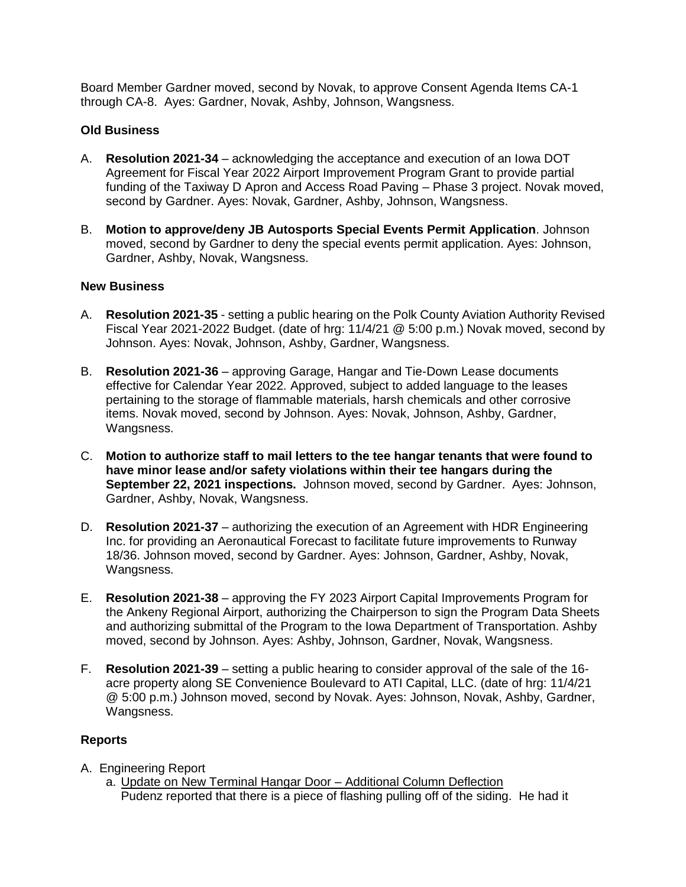Board Member Gardner moved, second by Novak, to approve Consent Agenda Items CA-1 through CA-8. Ayes: Gardner, Novak, Ashby, Johnson, Wangsness.

### Old Business

A. **Resolution 2021-34** – acknowledging the acceptance and execution of an Iowa DOT Agreement for Fiscal Year 2022 Airport Improvement Program Grant to provide partial funding of the Taxiway D Apron and Access Road Paving – Phase 3 project. Novak moved, second by Gardner. Ayes: Novak, Gardner, Ashby, Johnson, Wangsness.

B. **Motion to approve/deny JB Autosports Special Events Permit Application**. Johnson moved, second by Gardner to deny the special events permit application. Ayes: Johnson, Gardner, Ashby, Novak, Wangsness.

### New Business

A. **Resolution 2021-35** - setting a public hearing on the Polk County Aviation Authority Revised Fiscal Year 2021-2022 Budget. (date of hrg: 11/4/21 @ 5:00 p.m.) Novak moved, second by Johnson. Ayes: Novak, Johnson, Ashby, Gardner, Wangsness.

B. **Resolution 2021-36** – approving Garage, Hangar and Tie-Down Lease documents effective for Calendar Year 2022. Approved, subject to added language to the leases pertaining to the storage of flammable materials, harsh chemicals and other corrosive items. Novak moved, second by Johnson. Ayes: Novak, Johnson, Ashby, Gardner, Wangsness.

C. **Motion to authorize staff to mail letters to the tee hangar tenants that were found to have minor lease and/or safety violations within their tee hangars during the September 22, 2021 inspections.** Johnson moved, second by Gardner. Ayes: Johnson, Gardner, Ashby, Novak, Wangsness.

D. **Resolution 2021-37** – authorizing the execution of an Agreement with HDR Engineering Inc. for providing an Aeronautical Forecast to facilitate future improvements to Runway 18/36. Johnson moved, second by Gardner. Ayes: Johnson, Gardner, Ashby, Novak, Wangsness.

E. **Resolution 2021-38** – approving the FY 2023 Airport Capital Improvements Program for the Ankeny Regional Airport, authorizing the Chairperson to sign the Program Data Sheets and authorizing submittal of the Program to the Iowa Department of Transportation. Ashby moved, second by Johnson. Ayes: Ashby, Johnson, Gardner, Novak, Wangsness.

F. **Resolution 2021-39** – setting a public hearing to consider approval of the sale of the 16-acre property along SE Convenience Boulevard to ATI Capital, LLC. (date of hrg: 11/4/21 @ 5:00 p.m.) Johnson moved, second by Novak. Ayes: Johnson, Novak, Ashby, Gardner, Wangsness.

### Reports

A. Engineering Report
   a. Update on New Terminal Hangar Door – Additional Column Deflection
      Pudenz reported that there is a piece of flashing pulling off of the siding. He had it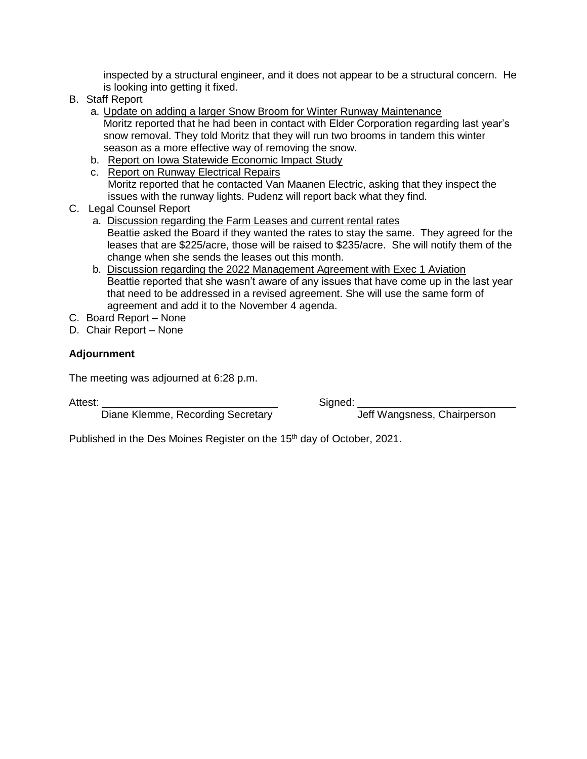inspected by a structural engineer, and it does not appear to be a structural concern. He is looking into getting it fixed.

B. Staff Report
   a. Update on adding a larger Snow Broom for Winter Runway Maintenance
      Moritz reported that he had been in contact with Elder Corporation regarding last year's snow removal. They told Moritz that they will run two brooms in tandem this winter season as a more effective way of removing the snow.
   b. Report on Iowa Statewide Economic Impact Study
   c. Report on Runway Electrical Repairs
      Moritz reported that he contacted Van Maanen Electric, asking that they inspect the issues with the runway lights. Pudenz will report back what they find.
C. Legal Counsel Report
   a. Discussion regarding the Farm Leases and current rental rates
      Beattie asked the Board if they wanted the rates to stay the same. They agreed for the leases that are \$225/acre, those will be raised to \$235/acre. She will notify them of the change when she sends the leases out this month.
   b. Discussion regarding the 2022 Management Agreement with Exec 1 Aviation
      Beattie reported that she wasn't aware of any issues that have come up in the last year that need to be addressed in a revised agreement. She will use the same form of agreement and add it to the November 4 agenda.
C. Board Report – None
D. Chair Report – None

**Adjournment**

The meeting was adjourned at 6:28 p.m.

Attest: ______________________________ Signed: ___________________________
Diane Klemme, Recording Secretary Jeff Wangsness, Chairperson

Published in the Des Moines Register on the 15th day of October, 2021.